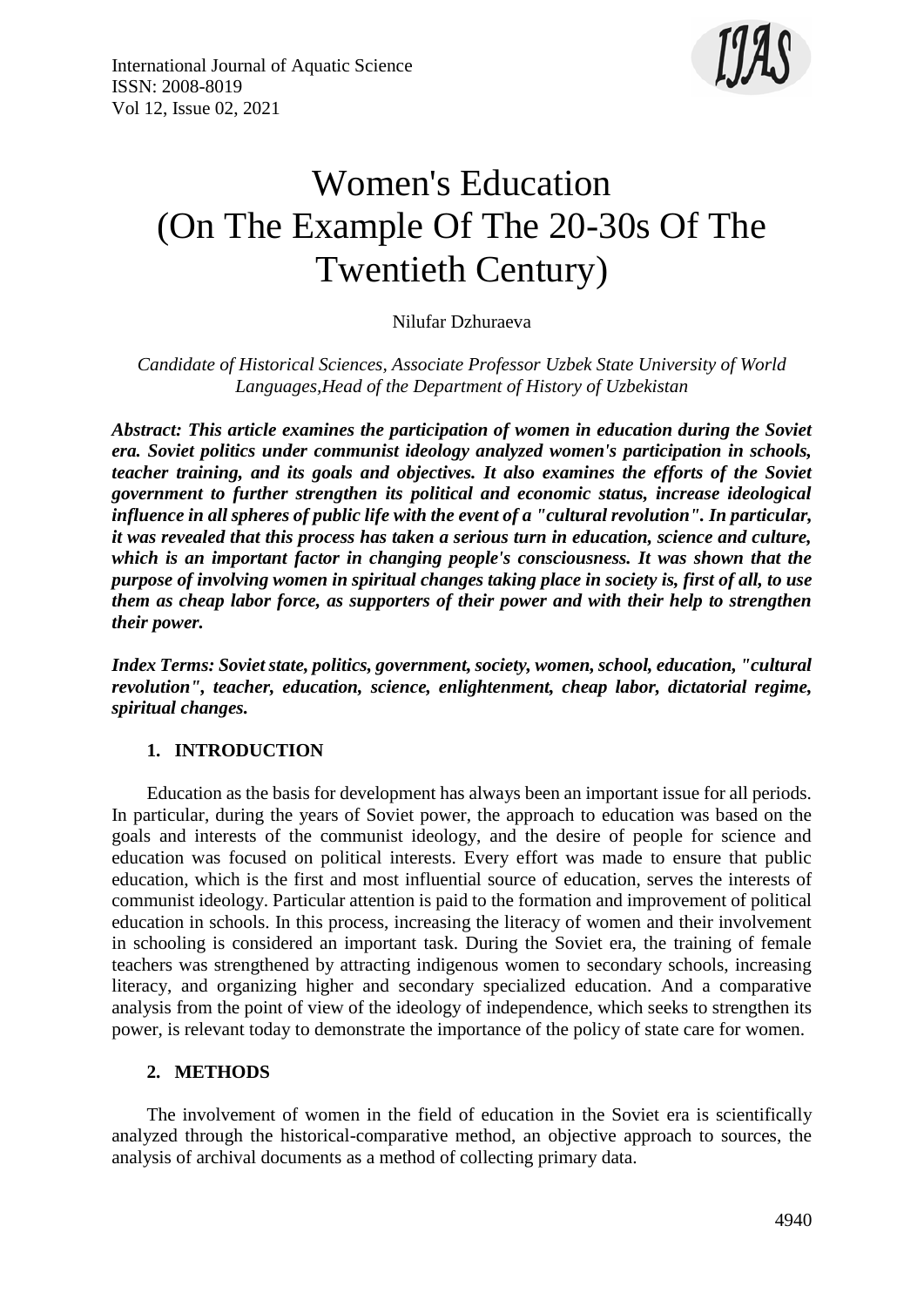# Women's Education (On The Example Of The 20-30s Of The Twentieth Century)

Nilufar Dzhuraeva

*Candidate of Historical Sciences, Associate Professor Uzbek State University of World Languages,Head of the Department of History of Uzbekistan*

***Abstract: This article examines the participation of women in education during the Soviet era. Soviet politics under communist ideology analyzed women's participation in schools, teacher training, and its goals and objectives. It also examines the efforts of the Soviet government to further strengthen its political and economic status, increase ideological influence in all spheres of public life with the event of a "cultural revolution". In particular, it was revealed that this process has taken a serious turn in education, science and culture, which is an important factor in changing people's consciousness. It was shown that the purpose of involving women in spiritual changes taking place in society is, first of all, to use them as cheap labor force, as supporters of their power and with their help to strengthen their power.***

***Index Terms: Soviet state, politics, government, society, women, school, education, "cultural revolution", teacher, education, science, enlightenment, cheap labor, dictatorial regime, spiritual changes.***

## 1. INTRODUCTION

Education as the basis for development has always been an important issue for all periods. In particular, during the years of Soviet power, the approach to education was based on the goals and interests of the communist ideology, and the desire of people for science and education was focused on political interests. Every effort was made to ensure that public education, which is the first and most influential source of education, serves the interests of communist ideology. Particular attention is paid to the formation and improvement of political education in schools. In this process, increasing the literacy of women and their involvement in schooling is considered an important task. During the Soviet era, the training of female teachers was strengthened by attracting indigenous women to secondary schools, increasing literacy, and organizing higher and secondary specialized education. And a comparative analysis from the point of view of the ideology of independence, which seeks to strengthen its power, is relevant today to demonstrate the importance of the policy of state care for women.

## 2. METHODS

The involvement of women in the field of education in the Soviet era is scientifically analyzed through the historical-comparative method, an objective approach to sources, the analysis of archival documents as a method of collecting primary data.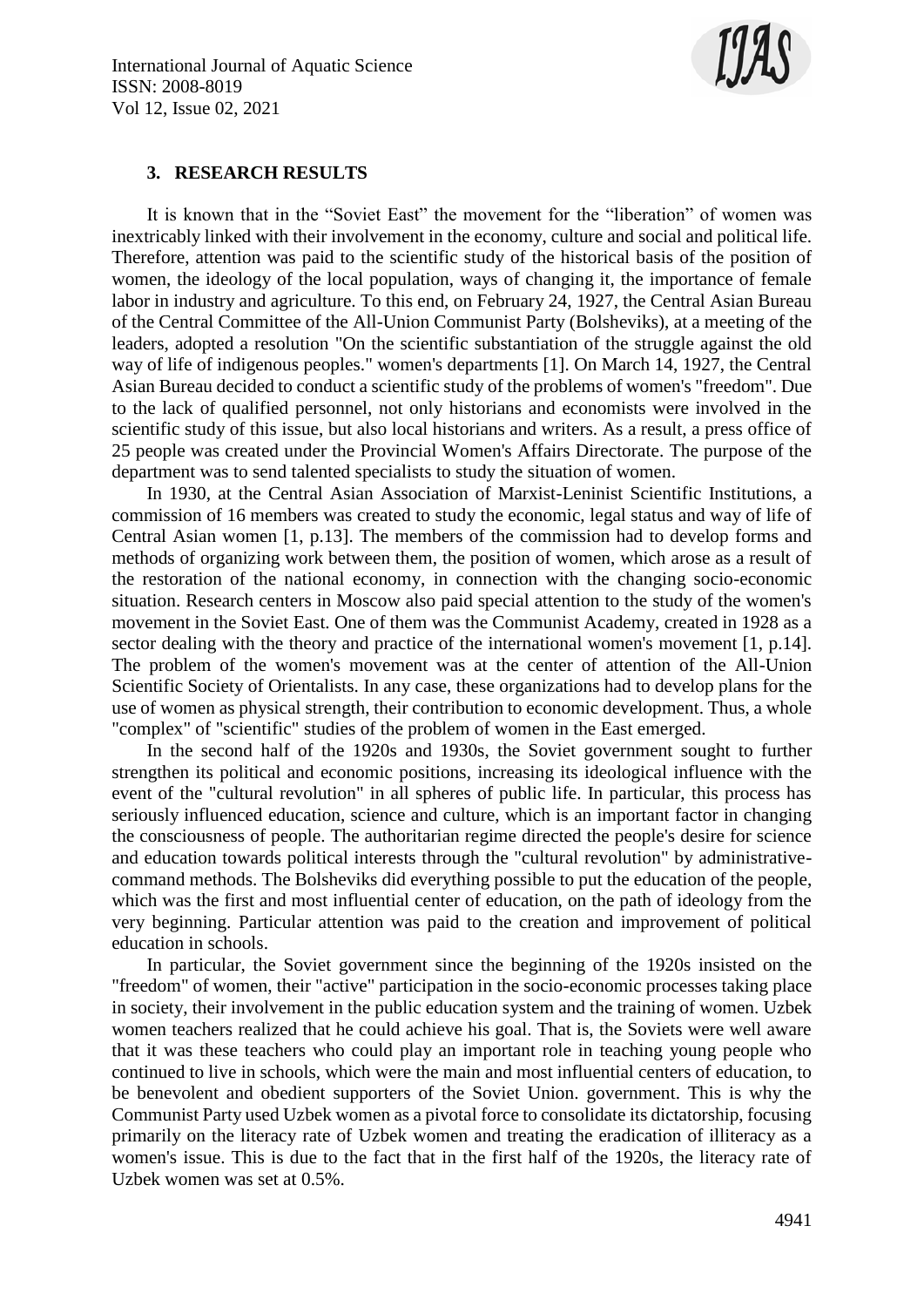## 3. RESEARCH RESULTS

It is known that in the "Soviet East" the movement for the "liberation" of women was inextricably linked with their involvement in the economy, culture and social and political life. Therefore, attention was paid to the scientific study of the historical basis of the position of women, the ideology of the local population, ways of changing it, the importance of female labor in industry and agriculture. To this end, on February 24, 1927, the Central Asian Bureau of the Central Committee of the All-Union Communist Party (Bolsheviks), at a meeting of the leaders, adopted a resolution "On the scientific substantiation of the struggle against the old way of life of indigenous peoples." women's departments [1]. On March 14, 1927, the Central Asian Bureau decided to conduct a scientific study of the problems of women's "freedom". Due to the lack of qualified personnel, not only historians and economists were involved in the scientific study of this issue, but also local historians and writers. As a result, a press office of 25 people was created under the Provincial Women's Affairs Directorate. The purpose of the department was to send talented specialists to study the situation of women.

In 1930, at the Central Asian Association of Marxist-Leninist Scientific Institutions, a commission of 16 members was created to study the economic, legal status and way of life of Central Asian women [1, p.13]. The members of the commission had to develop forms and methods of organizing work between them, the position of women, which arose as a result of the restoration of the national economy, in connection with the changing socio-economic situation. Research centers in Moscow also paid special attention to the study of the women's movement in the Soviet East. One of them was the Communist Academy, created in 1928 as a sector dealing with the theory and practice of the international women's movement [1, p.14]. The problem of the women's movement was at the center of attention of the All-Union Scientific Society of Orientalists. In any case, these organizations had to develop plans for the use of women as physical strength, their contribution to economic development. Thus, a whole "complex" of "scientific" studies of the problem of women in the East emerged.

In the second half of the 1920s and 1930s, the Soviet government sought to further strengthen its political and economic positions, increasing its ideological influence with the event of the "cultural revolution" in all spheres of public life. In particular, this process has seriously influenced education, science and culture, which is an important factor in changing the consciousness of people. The authoritarian regime directed the people's desire for science and education towards political interests through the "cultural revolution" by administrative-command methods. The Bolsheviks did everything possible to put the education of the people, which was the first and most influential center of education, on the path of ideology from the very beginning. Particular attention was paid to the creation and improvement of political education in schools.

In particular, the Soviet government since the beginning of the 1920s insisted on the "freedom" of women, their "active" participation in the socio-economic processes taking place in society, their involvement in the public education system and the training of women. Uzbek women teachers realized that he could achieve his goal. That is, the Soviets were well aware that it was these teachers who could play an important role in teaching young people who continued to live in schools, which were the main and most influential centers of education, to be benevolent and obedient supporters of the Soviet Union. government. This is why the Communist Party used Uzbek women as a pivotal force to consolidate its dictatorship, focusing primarily on the literacy rate of Uzbek women and treating the eradication of illiteracy as a women's issue. This is due to the fact that in the first half of the 1920s, the literacy rate of Uzbek women was set at 0.5%.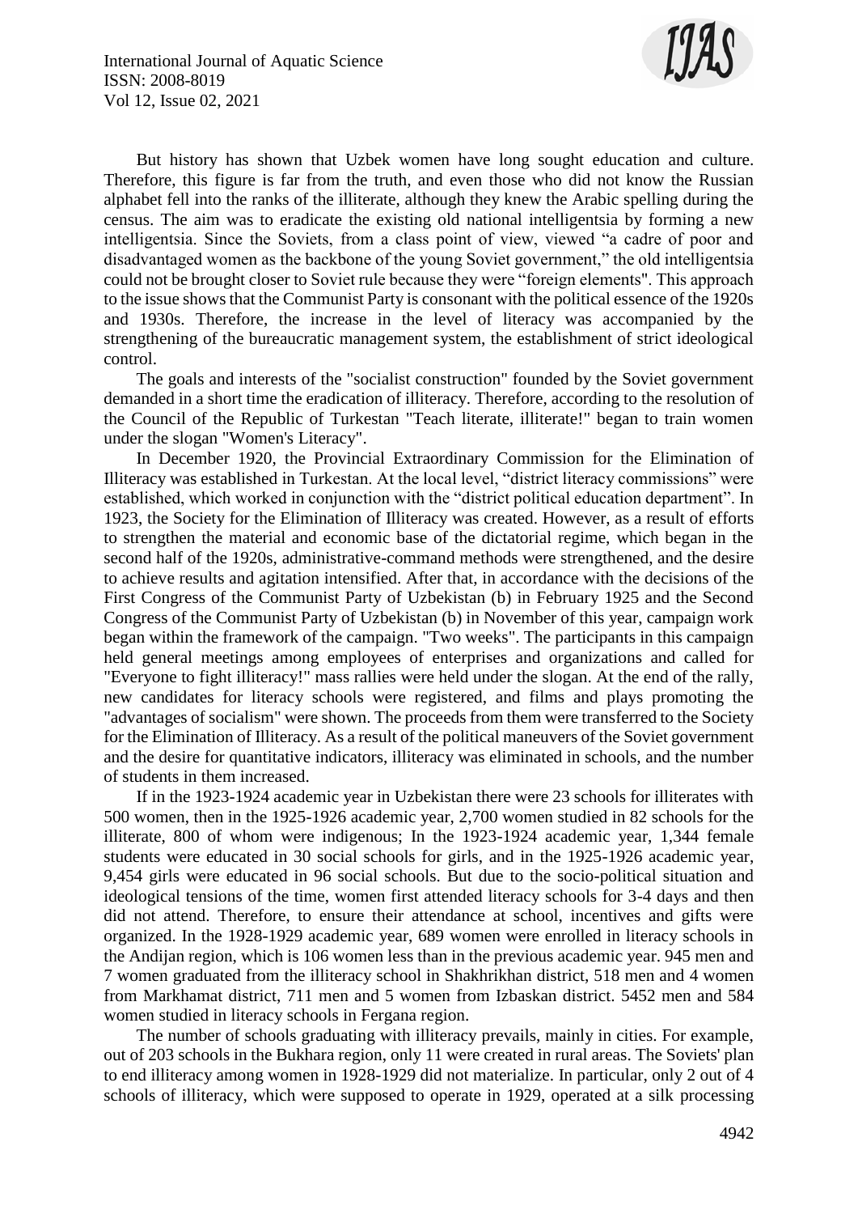But history has shown that Uzbek women have long sought education and culture. Therefore, this figure is far from the truth, and even those who did not know the Russian alphabet fell into the ranks of the illiterate, although they knew the Arabic spelling during the census. The aim was to eradicate the existing old national intelligentsia by forming a new intelligentsia. Since the Soviets, from a class point of view, viewed "a cadre of poor and disadvantaged women as the backbone of the young Soviet government," the old intelligentsia could not be brought closer to Soviet rule because they were "foreign elements". This approach to the issue shows that the Communist Party is consonant with the political essence of the 1920s and 1930s. Therefore, the increase in the level of literacy was accompanied by the strengthening of the bureaucratic management system, the establishment of strict ideological control.

The goals and interests of the "socialist construction" founded by the Soviet government demanded in a short time the eradication of illiteracy. Therefore, according to the resolution of the Council of the Republic of Turkestan "Teach literate, illiterate!" began to train women under the slogan "Women's Literacy".

In December 1920, the Provincial Extraordinary Commission for the Elimination of Illiteracy was established in Turkestan. At the local level, "district literacy commissions" were established, which worked in conjunction with the "district political education department". In 1923, the Society for the Elimination of Illiteracy was created. However, as a result of efforts to strengthen the material and economic base of the dictatorial regime, which began in the second half of the 1920s, administrative-command methods were strengthened, and the desire to achieve results and agitation intensified. After that, in accordance with the decisions of the First Congress of the Communist Party of Uzbekistan (b) in February 1925 and the Second Congress of the Communist Party of Uzbekistan (b) in November of this year, campaign work began within the framework of the campaign. "Two weeks". The participants in this campaign held general meetings among employees of enterprises and organizations and called for "Everyone to fight illiteracy!" mass rallies were held under the slogan. At the end of the rally, new candidates for literacy schools were registered, and films and plays promoting the "advantages of socialism" were shown. The proceeds from them were transferred to the Society for the Elimination of Illiteracy. As a result of the political maneuvers of the Soviet government and the desire for quantitative indicators, illiteracy was eliminated in schools, and the number of students in them increased.

If in the 1923-1924 academic year in Uzbekistan there were 23 schools for illiterates with 500 women, then in the 1925-1926 academic year, 2,700 women studied in 82 schools for the illiterate, 800 of whom were indigenous; In the 1923-1924 academic year, 1,344 female students were educated in 30 social schools for girls, and in the 1925-1926 academic year, 9,454 girls were educated in 96 social schools. But due to the socio-political situation and ideological tensions of the time, women first attended literacy schools for 3-4 days and then did not attend. Therefore, to ensure their attendance at school, incentives and gifts were organized. In the 1928-1929 academic year, 689 women were enrolled in literacy schools in the Andijan region, which is 106 women less than in the previous academic year. 945 men and 7 women graduated from the illiteracy school in Shakhrikhan district, 518 men and 4 women from Markhamat district, 711 men and 5 women from Izbaskan district. 5452 men and 584 women studied in literacy schools in Fergana region.

The number of schools graduating with illiteracy prevails, mainly in cities. For example, out of 203 schools in the Bukhara region, only 11 were created in rural areas. The Soviets' plan to end illiteracy among women in 1928-1929 did not materialize. In particular, only 2 out of 4 schools of illiteracy, which were supposed to operate in 1929, operated at a silk processing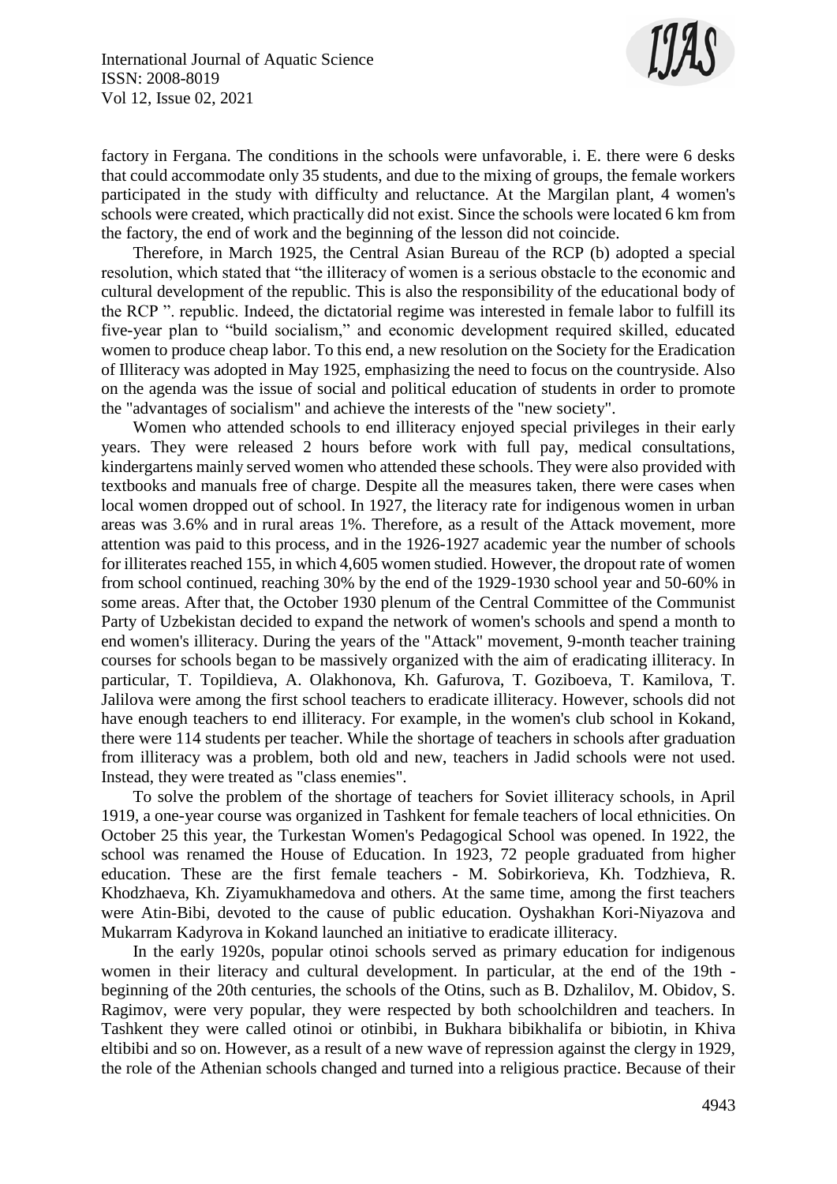factory in Fergana. The conditions in the schools were unfavorable, i. E. there were 6 desks that could accommodate only 35 students, and due to the mixing of groups, the female workers participated in the study with difficulty and reluctance. At the Margilan plant, 4 women's schools were created, which practically did not exist. Since the schools were located 6 km from the factory, the end of work and the beginning of the lesson did not coincide.

Therefore, in March 1925, the Central Asian Bureau of the RCP (b) adopted a special resolution, which stated that "the illiteracy of women is a serious obstacle to the economic and cultural development of the republic. This is also the responsibility of the educational body of the RCP ". republic. Indeed, the dictatorial regime was interested in female labor to fulfill its five-year plan to "build socialism," and economic development required skilled, educated women to produce cheap labor. To this end, a new resolution on the Society for the Eradication of Illiteracy was adopted in May 1925, emphasizing the need to focus on the countryside. Also on the agenda was the issue of social and political education of students in order to promote the "advantages of socialism" and achieve the interests of the "new society".

Women who attended schools to end illiteracy enjoyed special privileges in their early years. They were released 2 hours before work with full pay, medical consultations, kindergartens mainly served women who attended these schools. They were also provided with textbooks and manuals free of charge. Despite all the measures taken, there were cases when local women dropped out of school. In 1927, the literacy rate for indigenous women in urban areas was 3.6% and in rural areas 1%. Therefore, as a result of the Attack movement, more attention was paid to this process, and in the 1926-1927 academic year the number of schools for illiterates reached 155, in which 4,605 women studied. However, the dropout rate of women from school continued, reaching 30% by the end of the 1929-1930 school year and 50-60% in some areas. After that, the October 1930 plenum of the Central Committee of the Communist Party of Uzbekistan decided to expand the network of women's schools and spend a month to end women's illiteracy. During the years of the "Attack" movement, 9-month teacher training courses for schools began to be massively organized with the aim of eradicating illiteracy. In particular, T. Topildieva, A. Olakhonova, Kh. Gafurova, T. Goziboeva, T. Kamilova, T. Jalilova were among the first school teachers to eradicate illiteracy. However, schools did not have enough teachers to end illiteracy. For example, in the women's club school in Kokand, there were 114 students per teacher. While the shortage of teachers in schools after graduation from illiteracy was a problem, both old and new, teachers in Jadid schools were not used. Instead, they were treated as "class enemies".

To solve the problem of the shortage of teachers for Soviet illiteracy schools, in April 1919, a one-year course was organized in Tashkent for female teachers of local ethnicities. On October 25 this year, the Turkestan Women's Pedagogical School was opened. In 1922, the school was renamed the House of Education. In 1923, 72 people graduated from higher education. These are the first female teachers - M. Sobirkorieva, Kh. Todzhieva, R. Khodzhaeva, Kh. Ziyamukhamedova and others. At the same time, among the first teachers were Atin-Bibi, devoted to the cause of public education. Oyshakhan Kori-Niyazova and Mukarram Kadyrova in Kokand launched an initiative to eradicate illiteracy.

In the early 1920s, popular otinoi schools served as primary education for indigenous women in their literacy and cultural development. In particular, at the end of the 19th - beginning of the 20th centuries, the schools of the Otins, such as B. Dzhalilov, M. Obidov, S. Ragimov, were very popular, they were respected by both schoolchildren and teachers. In Tashkent they were called otinoi or otinbibi, in Bukhara bibikhalifa or bibiotin, in Khiva eltibibi and so on. However, as a result of a new wave of repression against the clergy in 1929, the role of the Athenian schools changed and turned into a religious practice. Because of their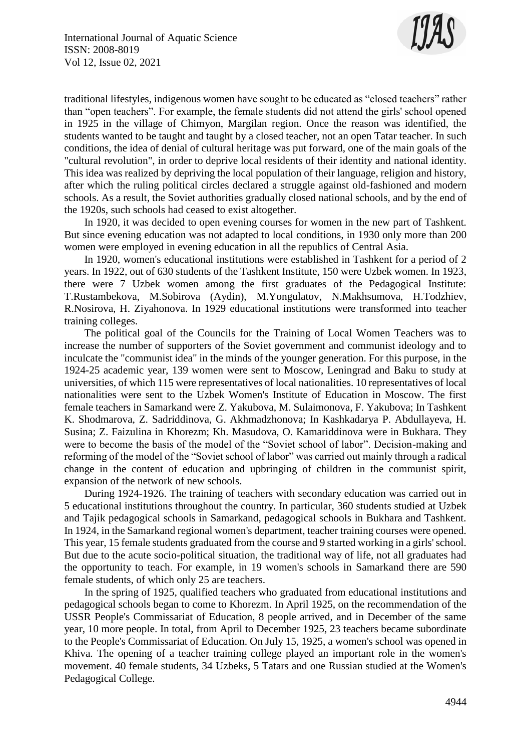traditional lifestyles, indigenous women have sought to be educated as "closed teachers" rather than "open teachers". For example, the female students did not attend the girls' school opened in 1925 in the village of Chimyon, Margilan region. Once the reason was identified, the students wanted to be taught and taught by a closed teacher, not an open Tatar teacher. In such conditions, the idea of denial of cultural heritage was put forward, one of the main goals of the "cultural revolution", in order to deprive local residents of their identity and national identity. This idea was realized by depriving the local population of their language, religion and history, after which the ruling political circles declared a struggle against old-fashioned and modern schools. As a result, the Soviet authorities gradually closed national schools, and by the end of the 1920s, such schools had ceased to exist altogether.

In 1920, it was decided to open evening courses for women in the new part of Tashkent. But since evening education was not adapted to local conditions, in 1930 only more than 200 women were employed in evening education in all the republics of Central Asia.

In 1920, women's educational institutions were established in Tashkent for a period of 2 years. In 1922, out of 630 students of the Tashkent Institute, 150 were Uzbek women. In 1923, there were 7 Uzbek women among the first graduates of the Pedagogical Institute: T.Rustambekova, M.Sobirova (Aydin), M.Yongulatov, N.Makhsumova, H.Todzhiev, R.Nosirova, H. Ziyahonova. In 1929 educational institutions were transformed into teacher training colleges.

The political goal of the Councils for the Training of Local Women Teachers was to increase the number of supporters of the Soviet government and communist ideology and to inculcate the "communist idea" in the minds of the younger generation. For this purpose, in the 1924-25 academic year, 139 women were sent to Moscow, Leningrad and Baku to study at universities, of which 115 were representatives of local nationalities. 10 representatives of local nationalities were sent to the Uzbek Women's Institute of Education in Moscow. The first female teachers in Samarkand were Z. Yakubova, M. Sulaimonova, F. Yakubova; In Tashkent K. Shodmarova, Z. Sadriddinova, G. Akhmadzhonova; In Kashkadarya P. Abdullayeva, H. Susina; Z. Faizulina in Khorezm; Kh. Masudova, O. Kamariddinova were in Bukhara. They were to become the basis of the model of the "Soviet school of labor". Decision-making and reforming of the model of the "Soviet school of labor" was carried out mainly through a radical change in the content of education and upbringing of children in the communist spirit, expansion of the network of new schools.

During 1924-1926. The training of teachers with secondary education was carried out in 5 educational institutions throughout the country. In particular, 360 students studied at Uzbek and Tajik pedagogical schools in Samarkand, pedagogical schools in Bukhara and Tashkent. In 1924, in the Samarkand regional women's department, teacher training courses were opened. This year, 15 female students graduated from the course and 9 started working in a girls' school. But due to the acute socio-political situation, the traditional way of life, not all graduates had the opportunity to teach. For example, in 19 women's schools in Samarkand there are 590 female students, of which only 25 are teachers.

In the spring of 1925, qualified teachers who graduated from educational institutions and pedagogical schools began to come to Khorezm. In April 1925, on the recommendation of the USSR People's Commissariat of Education, 8 people arrived, and in December of the same year, 10 more people. In total, from April to December 1925, 23 teachers became subordinate to the People's Commissariat of Education. On July 15, 1925, a women's school was opened in Khiva. The opening of a teacher training college played an important role in the women's movement. 40 female students, 34 Uzbeks, 5 Tatars and one Russian studied at the Women's Pedagogical College.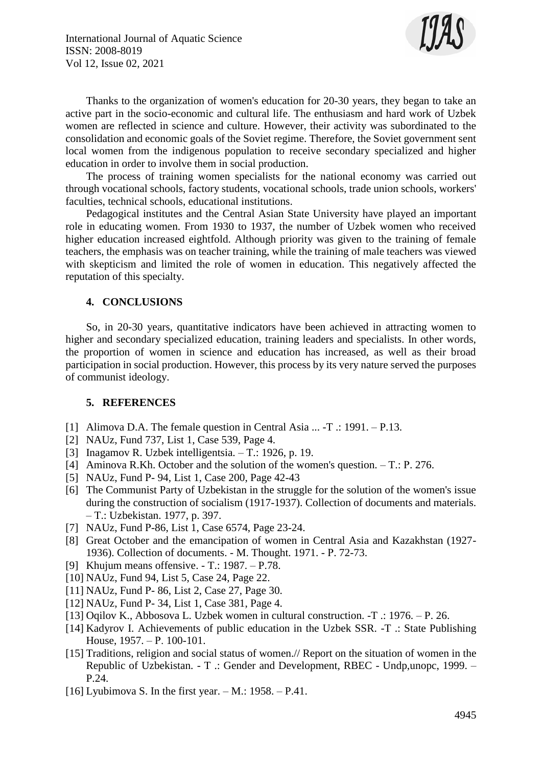Thanks to the organization of women's education for 20-30 years, they began to take an active part in the socio-economic and cultural life. The enthusiasm and hard work of Uzbek women are reflected in science and culture. However, their activity was subordinated to the consolidation and economic goals of the Soviet regime. Therefore, the Soviet government sent local women from the indigenous population to receive secondary specialized and higher education in order to involve them in social production.

The process of training women specialists for the national economy was carried out through vocational schools, factory students, vocational schools, trade union schools, workers' faculties, technical schools, educational institutions.

Pedagogical institutes and the Central Asian State University have played an important role in educating women. From 1930 to 1937, the number of Uzbek women who received higher education increased eightfold. Although priority was given to the training of female teachers, the emphasis was on teacher training, while the training of male teachers was viewed with skepticism and limited the role of women in education. This negatively affected the reputation of this specialty.

## 4. CONCLUSIONS

So, in 20-30 years, quantitative indicators have been achieved in attracting women to higher and secondary specialized education, training leaders and specialists. In other words, the proportion of women in science and education has increased, as well as their broad participation in social production. However, this process by its very nature served the purposes of communist ideology.

## 5. REFERENCES

[1] Alimova D.A. The female question in Central Asia ... -T .: 1991. – P.13.
[2] NAUz, Fund 737, List 1, Case 539, Page 4.
[3] Inagamov R. Uzbek intelligentsia. – T.: 1926, p. 19.
[4] Aminova R.Kh. October and the solution of the women's question. – T.: P. 276.
[5] NAUz, Fund P- 94, List 1, Case 200, Page 42-43
[6] The Communist Party of Uzbekistan in the struggle for the solution of the women's issue during the construction of socialism (1917-1937). Collection of documents and materials. – T.: Uzbekistan. 1977, p. 397.
[7] NAUz, Fund P-86, List 1, Case 6574, Page 23-24.
[8] Great October and the emancipation of women in Central Asia and Kazakhstan (1927-1936). Collection of documents. - M. Thought. 1971. - P. 72-73.
[9] Khujum means offensive. - T.: 1987. – P.78.
[10] NAUz, Fund 94, List 5, Case 24, Page 22.
[11] NAUz, Fund P- 86, List 2, Case 27, Page 30.
[12] NAUz, Fund P- 34, List 1, Case 381, Page 4.
[13] Oqilov K., Abbosova L. Uzbek women in cultural construction. -T .: 1976. – P. 26.
[14] Kadyrov I. Achievements of public education in the Uzbek SSR. -T .: State Publishing House, 1957. – P. 100-101.
[15] Traditions, religion and social status of women.// Report on the situation of women in the Republic of Uzbekistan. - T .: Gender and Development, RBEC - Undp,unopc, 1999. – P.24.
[16] Lyubimova S. In the first year. – M.: 1958. – P.41.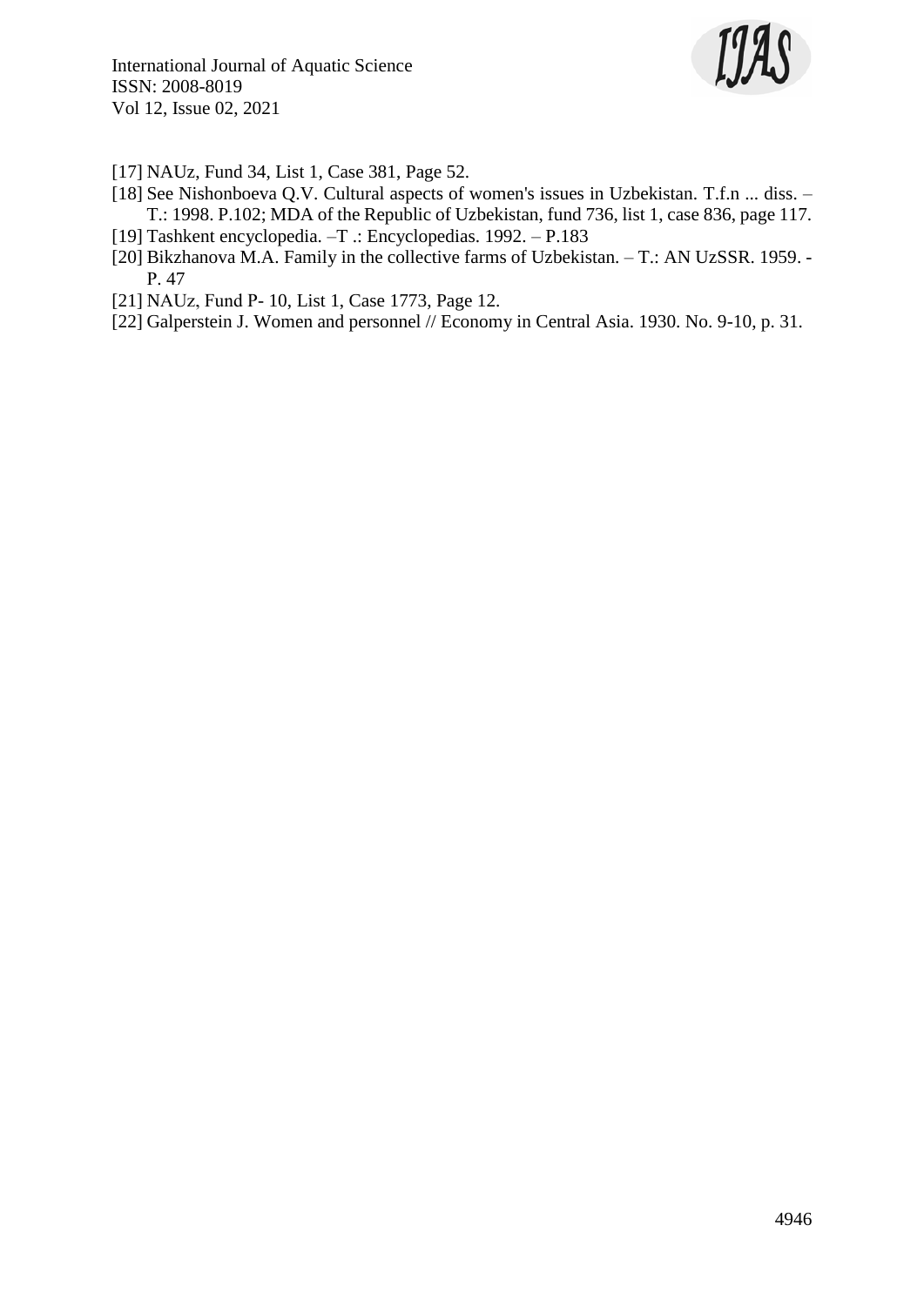[17] NAUz, Fund 34, List 1, Case 381, Page 52.

[18] See Nishonboeva Q.V. Cultural aspects of women's issues in Uzbekistan. T.f.n ... diss. – T.: 1998. P.102; MDA of the Republic of Uzbekistan, fund 736, list 1, case 836, page 117.

[19] Tashkent encyclopedia. –T .: Encyclopedias. 1992. – P.183

[20] Bikzhanova M.A. Family in the collective farms of Uzbekistan. – T.: AN UzSSR. 1959. - P. 47

[21] NAUz, Fund P- 10, List 1, Case 1773, Page 12.

[22] Galperstein J. Women and personnel // Economy in Central Asia. 1930. No. 9-10, p. 31.